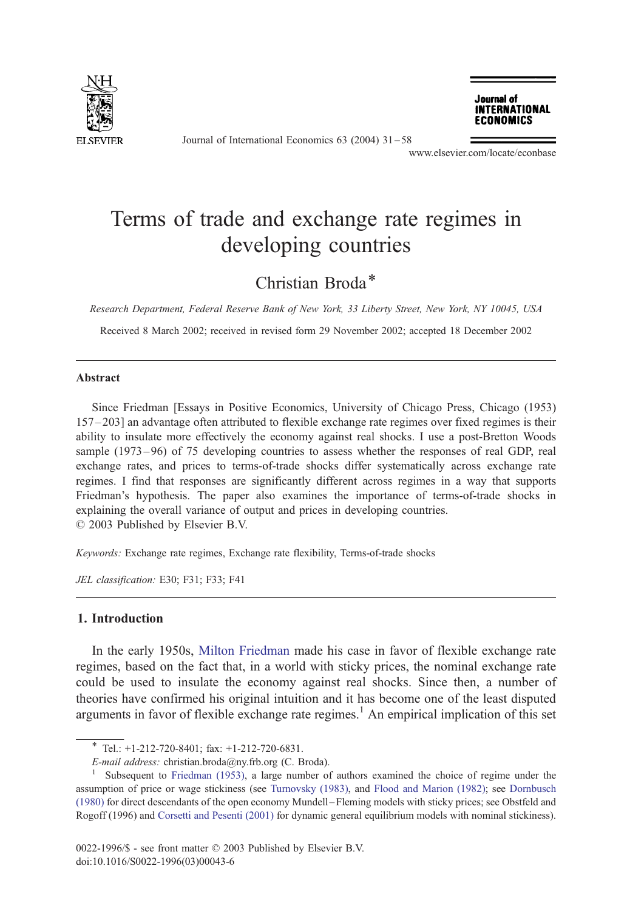# Terms of trade and exchange rate regimes in developing countries

Christian Broda*

*Research Department, Federal Reserve Bank of New York, 33 Liberty Street, New York, NY 10045, USA*

Received 8 March 2002; received in revised form 29 November 2002; accepted 18 December 2002

---

### Abstract

Since Friedman [Essays in Positive Economics, University of Chicago Press, Chicago (1953) 157–203] an advantage often attributed to flexible exchange rate regimes over fixed regimes is their ability to insulate more effectively the economy against real shocks. I use a post-Bretton Woods sample (1973–96) of 75 developing countries to assess whether the responses of real GDP, real exchange rates, and prices to terms-of-trade shocks differ systematically across exchange rate regimes. I find that responses are significantly different across regimes in a way that supports Friedman's hypothesis. The paper also examines the importance of terms-of-trade shocks in explaining the overall variance of output and prices in developing countries.
© 2003 Published by Elsevier B.V.

*Keywords:* Exchange rate regimes, Exchange rate flexibility, Terms-of-trade shocks

*JEL classification:* E30; F31; F33; F41

---

## 1. Introduction

In the early 1950s, Milton Friedman made his case in favor of flexible exchange rate regimes, based on the fact that, in a world with sticky prices, the nominal exchange rate could be used to insulate the economy against real shocks. Since then, a number of theories have confirmed his original intuition and it has become one of the least disputed arguments in favor of flexible exchange rate regimes.[1] An empirical implication of this set

---

* Tel.: +1-212-720-8401; fax: +1-212-720-6831.
*E-mail address:* christian.broda@ny.frb.org (C. Broda).

[1] Subsequent to Friedman (1953), a large number of authors examined the choice of regime under the assumption of price or wage stickiness (see Turnovsky (1983), and Flood and Marion (1982); see Dornbusch (1980) for direct descendants of the open economy Mundell–Fleming models with sticky prices; see Obstfeld and Rogoff (1996) and Corsetti and Pesenti (2001) for dynamic general equilibrium models with nominal stickiness).

0022-1996/$ - see front matter © 2003 Published by Elsevier B.V.
doi:10.1016/S0022-1996(03)00043-6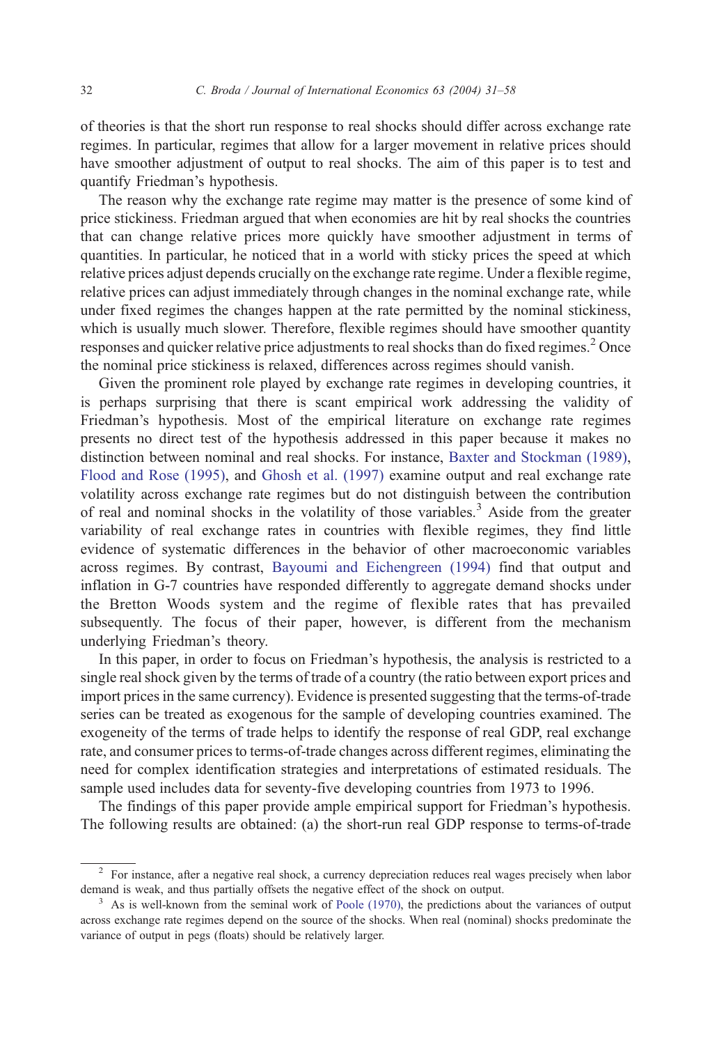of theories is that the short run response to real shocks should differ across exchange rate regimes. In particular, regimes that allow for a larger movement in relative prices should have smoother adjustment of output to real shocks. The aim of this paper is to test and quantify Friedman's hypothesis.

The reason why the exchange rate regime may matter is the presence of some kind of price stickiness. Friedman argued that when economies are hit by real shocks the countries that can change relative prices more quickly have smoother adjustment in terms of quantities. In particular, he noticed that in a world with sticky prices the speed at which relative prices adjust depends crucially on the exchange rate regime. Under a flexible regime, relative prices can adjust immediately through changes in the nominal exchange rate, while under fixed regimes the changes happen at the rate permitted by the nominal stickiness, which is usually much slower. Therefore, flexible regimes should have smoother quantity responses and quicker relative price adjustments to real shocks than do fixed regimes.[2] Once the nominal price stickiness is relaxed, differences across regimes should vanish.

Given the prominent role played by exchange rate regimes in developing countries, it is perhaps surprising that there is scant empirical work addressing the validity of Friedman's hypothesis. Most of the empirical literature on exchange rate regimes presents no direct test of the hypothesis addressed in this paper because it makes no distinction between nominal and real shocks. For instance, Baxter and Stockman (1989), Flood and Rose (1995), and Ghosh et al. (1997) examine output and real exchange rate volatility across exchange rate regimes but do not distinguish between the contribution of real and nominal shocks in the volatility of those variables.[3] Aside from the greater variability of real exchange rates in countries with flexible regimes, they find little evidence of systematic differences in the behavior of other macroeconomic variables across regimes. By contrast, Bayoumi and Eichengreen (1994) find that output and inflation in G-7 countries have responded differently to aggregate demand shocks under the Bretton Woods system and the regime of flexible rates that has prevailed subsequently. The focus of their paper, however, is different from the mechanism underlying Friedman's theory.

In this paper, in order to focus on Friedman's hypothesis, the analysis is restricted to a single real shock given by the terms of trade of a country (the ratio between export prices and import prices in the same currency). Evidence is presented suggesting that the terms-of-trade series can be treated as exogenous for the sample of developing countries examined. The exogeneity of the terms of trade helps to identify the response of real GDP, real exchange rate, and consumer prices to terms-of-trade changes across different regimes, eliminating the need for complex identification strategies and interpretations of estimated residuals. The sample used includes data for seventy-five developing countries from 1973 to 1996.

The findings of this paper provide ample empirical support for Friedman's hypothesis. The following results are obtained: (a) the short-run real GDP response to terms-of-trade

---

[2] For instance, after a negative real shock, a currency depreciation reduces real wages precisely when labor demand is weak, and thus partially offsets the negative effect of the shock on output.

[3] As is well-known from the seminal work of Poole (1970), the predictions about the variances of output across exchange rate regimes depend on the source of the shocks. When real (nominal) shocks predominate the variance of output in pegs (floats) should be relatively larger.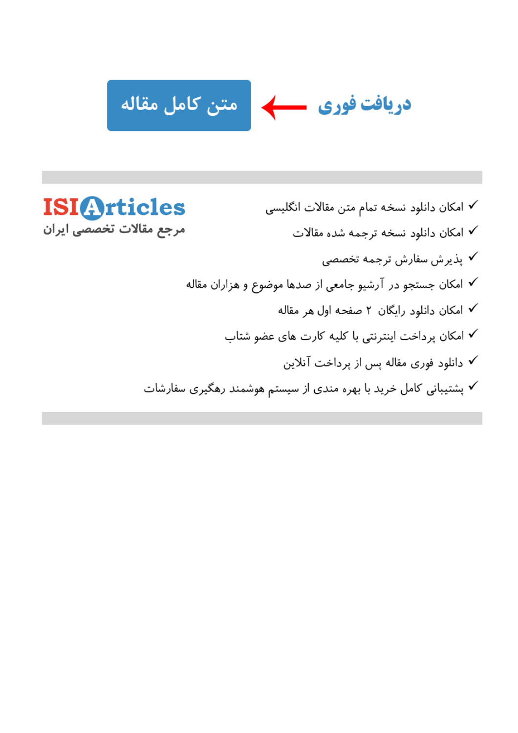دریافت فوری ← متن کامل مقاله

**ISIArticles**
مرجع مقالات تخصصی ایران

- ✓ امکان دانلود نسخه تمام متن مقالات انگلیسی
- ✓ امکان دانلود نسخه ترجمه شده مقالات
- ✓ پذیرش سفارش ترجمه تخصصی
- ✓ امکان جستجو در آرشیو جامعی از صدها موضوع و هزاران مقاله
- ✓ امکان دانلود رایگان ۲ صفحه اول هر مقاله
- ✓ امکان پرداخت اینترنتی با کلیه کارت های عضو شتاب
- ✓ دانلود فوری مقاله پس از پرداخت آنلاین
- ✓ پشتیبانی کامل خرید با بهره مندی از سیستم هوشمند رهگیری سفارشات